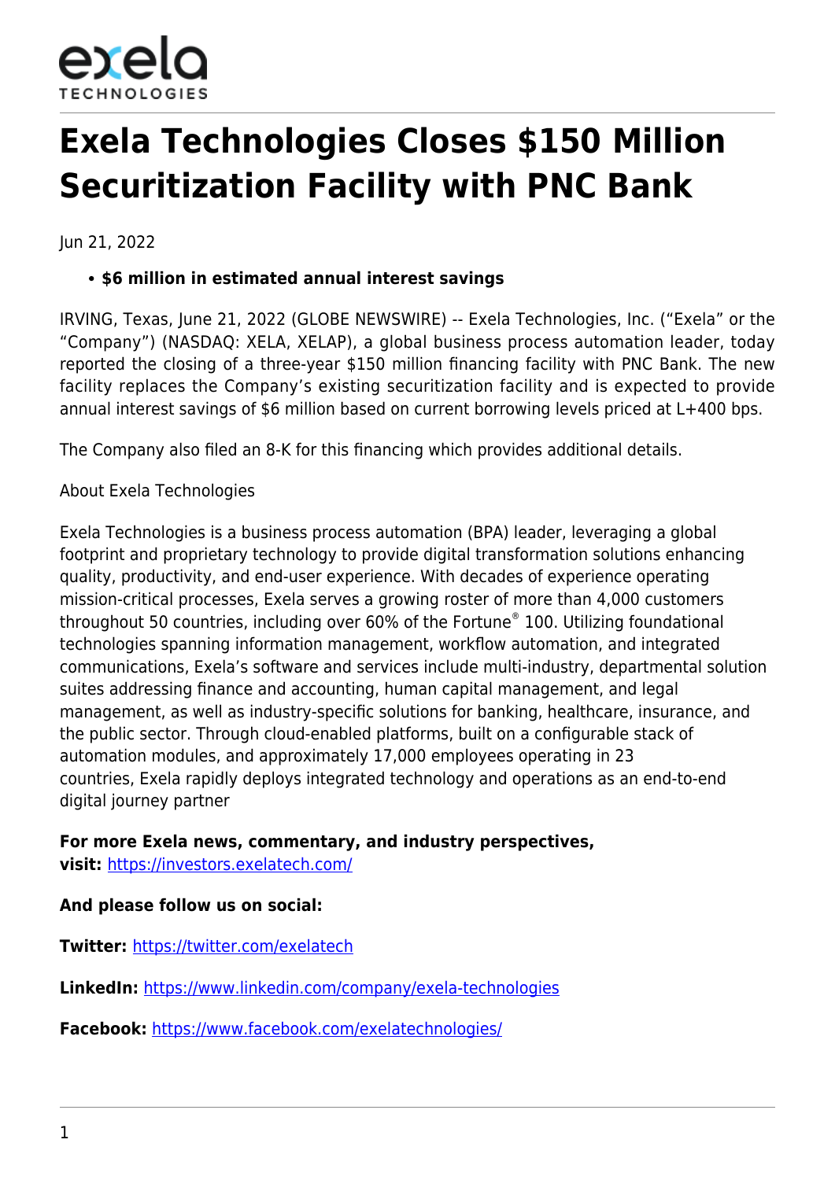exela TECHNOLOGIES

# Exela Technologies Closes $150 Million Securitization Facility with PNC Bank

Jun 21, 2022

- **$6 million in estimated annual interest savings**

IRVING, Texas, June 21, 2022 (GLOBE NEWSWIRE) -- Exela Technologies, Inc. ("Exela" or the "Company") (NASDAQ: XELA, XELAP), a global business process automation leader, today reported the closing of a three-year $150 million financing facility with PNC Bank. The new facility replaces the Company's existing securitization facility and is expected to provide annual interest savings of $6 million based on current borrowing levels priced at L+400 bps.

The Company also filed an 8-K for this financing which provides additional details.

About Exela Technologies

Exela Technologies is a business process automation (BPA) leader, leveraging a global footprint and proprietary technology to provide digital transformation solutions enhancing quality, productivity, and end-user experience. With decades of experience operating mission-critical processes, Exela serves a growing roster of more than 4,000 customers throughout 50 countries, including over 60% of the Fortune® 100. Utilizing foundational technologies spanning information management, workflow automation, and integrated communications, Exela's software and services include multi-industry, departmental solution suites addressing finance and accounting, human capital management, and legal management, as well as industry-specific solutions for banking, healthcare, insurance, and the public sector. Through cloud-enabled platforms, built on a configurable stack of automation modules, and approximately 17,000 employees operating in 23 countries, Exela rapidly deploys integrated technology and operations as an end-to-end digital journey partner

**For more Exela news, commentary, and industry perspectives, visit:** https://investors.exelatech.com/

**And please follow us on social:**

**Twitter:** https://twitter.com/exelatech

**LinkedIn:** https://www.linkedin.com/company/exela-technologies

**Facebook:** https://www.facebook.com/exelatechnologies/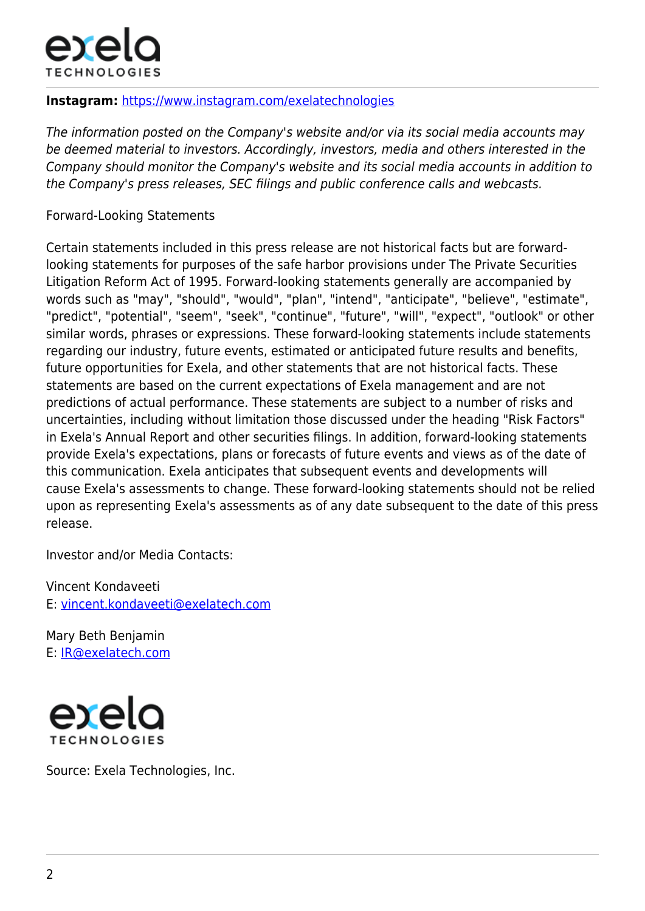**Instagram:** https://www.instagram.com/exelatechnologies

*The information posted on the Company's website and/or via its social media accounts may be deemed material to investors. Accordingly, investors, media and others interested in the Company should monitor the Company's website and its social media accounts in addition to the Company's press releases, SEC filings and public conference calls and webcasts.*

Forward-Looking Statements

Certain statements included in this press release are not historical facts but are forward-looking statements for purposes of the safe harbor provisions under The Private Securities Litigation Reform Act of 1995. Forward-looking statements generally are accompanied by words such as "may", "should", "would", "plan", "intend", "anticipate", "believe", "estimate", "predict", "potential", "seem", "seek", "continue", "future", "will", "expect", "outlook" or other similar words, phrases or expressions. These forward-looking statements include statements regarding our industry, future events, estimated or anticipated future results and benefits, future opportunities for Exela, and other statements that are not historical facts. These statements are based on the current expectations of Exela management and are not predictions of actual performance. These statements are subject to a number of risks and uncertainties, including without limitation those discussed under the heading "Risk Factors" in Exela's Annual Report and other securities filings. In addition, forward-looking statements provide Exela's expectations, plans or forecasts of future events and views as of the date of this communication. Exela anticipates that subsequent events and developments will cause Exela's assessments to change. These forward-looking statements should not be relied upon as representing Exela's assessments as of any date subsequent to the date of this press release.

Investor and/or Media Contacts:

Vincent Kondaveeti
E: vincent.kondaveeti@exelatech.com

Mary Beth Benjamin
E: IR@exelatech.com

Source: Exela Technologies, Inc.